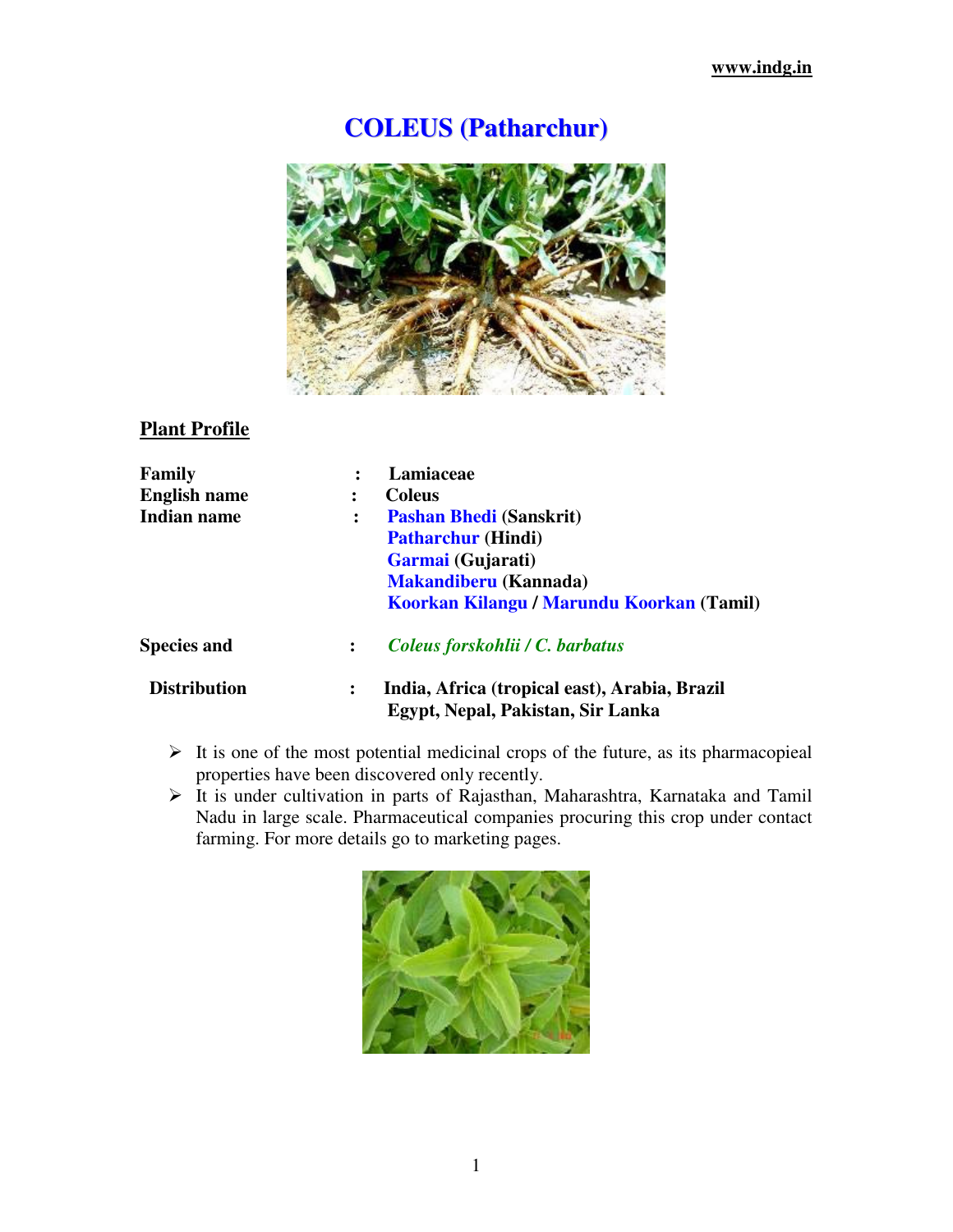# COLEUS (Patharchur)

## Plant Profile

| | | |
|---|---|---|
| **Family** | : | **Lamiaceae** |
| **English name** | : | **Coleus** |
| **Indian name** | : | **Pashan Bhedi (Sanskrit)**<br>**Patharchur (Hindi)**<br>**Garmai (Gujarati)**<br>**Makandiberu (Kannada)**<br>**Koorkan Kilangu / Marundu Koorkan (Tamil)** |
| **Species and** | : | ***Coleus forskohlii / C. barbatus*** |
| **Distribution** | : | **India, Africa (tropical east), Arabia, Brazil Egypt, Nepal, Pakistan, Sir Lanka** |

- It is one of the most potential medicinal crops of the future, as its pharmacopieal properties have been discovered only recently.
- It is under cultivation in parts of Rajasthan, Maharashtra, Karnataka and Tamil Nadu in large scale. Pharmaceutical companies procuring this crop under contact farming. For more details go to marketing pages.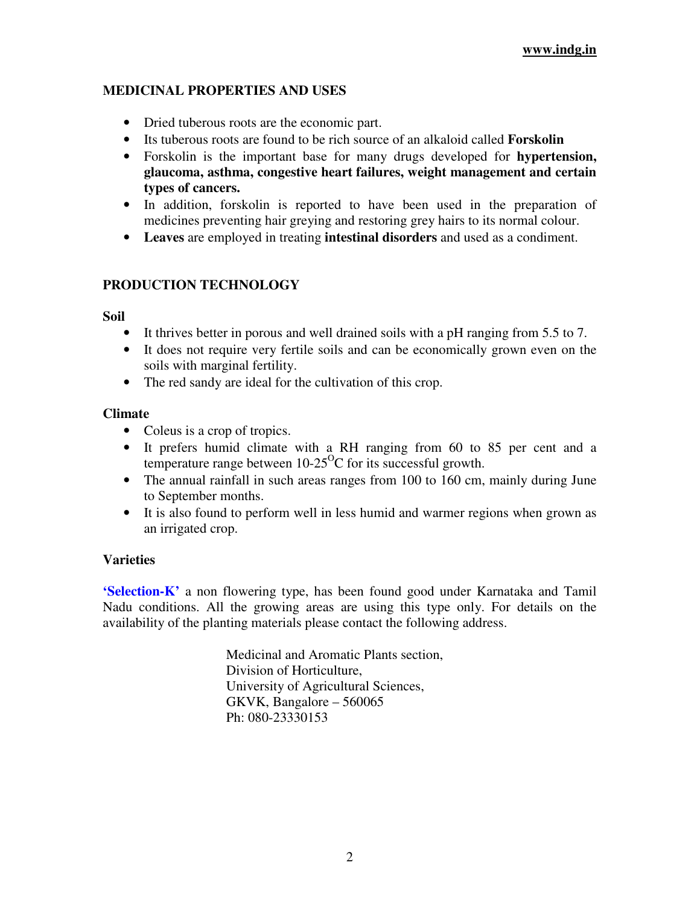## MEDICINAL PROPERTIES AND USES

- Dried tuberous roots are the economic part.
- Its tuberous roots are found to be rich source of an alkaloid called **Forskolin**
- Forskolin is the important base for many drugs developed for **hypertension, glaucoma, asthma, congestive heart failures, weight management and certain types of cancers.**
- In addition, forskolin is reported to have been used in the preparation of medicines preventing hair greying and restoring grey hairs to its normal colour.
- **Leaves** are employed in treating **intestinal disorders** and used as a condiment.

## PRODUCTION TECHNOLOGY

### Soil

- It thrives better in porous and well drained soils with a pH ranging from 5.5 to 7.
- It does not require very fertile soils and can be economically grown even on the soils with marginal fertility.
- The red sandy are ideal for the cultivation of this crop.

### Climate

- Coleus is a crop of tropics.
- It prefers humid climate with a RH ranging from 60 to 85 per cent and a temperature range between 10-25$^{O}$C for its successful growth.
- The annual rainfall in such areas ranges from 100 to 160 cm, mainly during June to September months.
- It is also found to perform well in less humid and warmer regions when grown as an irrigated crop.

### Varieties

**'Selection-K'** a non flowering type, has been found good under Karnataka and Tamil Nadu conditions. All the growing areas are using this type only. For details on the availability of the planting materials please contact the following address.

Medicinal and Aromatic Plants section,
Division of Horticulture,
University of Agricultural Sciences,
GKVK, Bangalore – 560065
Ph: 080-23330153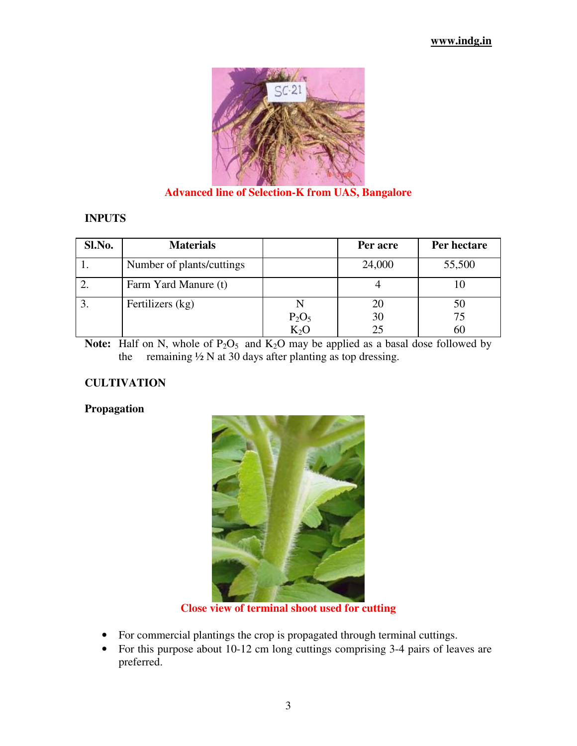Advanced line of Selection-K from UAS, Bangalore

**INPUTS**

| Sl.No. | Materials | | Per acre | Per hectare |
|---|---|---|---|---|
| 1. | Number of plants/cuttings | | 24,000 | 55,500 |
| 2. | Farm Yard Manure (t) | | 4 | 10 |
| 3. | Fertilizers (kg) | N | 20 | 50 |
| | | $P_2O_5$ | 30 | 75 |
| | | $K_2O$ | 25 | 60 |

**Note:** Half on N, whole of $P_2O_5$ and $K_2O$ may be applied as a basal dose followed by the remaining ½ N at 30 days after planting as top dressing.

**CULTIVATION**

**Propagation**

Close view of terminal shoot used for cutting

- For commercial plantings the crop is propagated through terminal cuttings.
- For this purpose about 10-12 cm long cuttings comprising 3-4 pairs of leaves are preferred.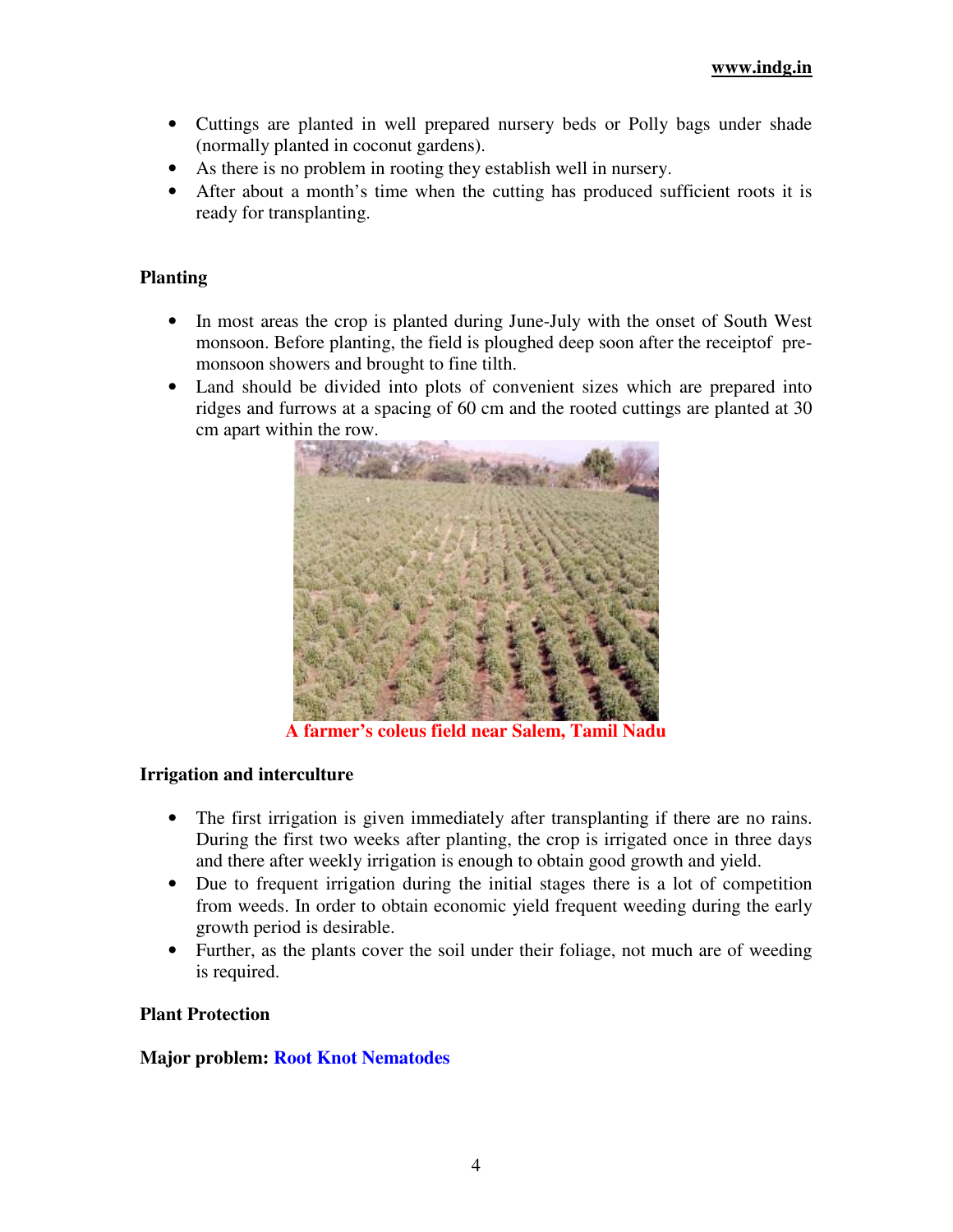- Cuttings are planted in well prepared nursery beds or Polly bags under shade (normally planted in coconut gardens).
- As there is no problem in rooting they establish well in nursery.
- After about a month's time when the cutting has produced sufficient roots it is ready for transplanting.

**Planting**

- In most areas the crop is planted during June-July with the onset of South West monsoon. Before planting, the field is ploughed deep soon after the receiptof pre-monsoon showers and brought to fine tilth.
- Land should be divided into plots of convenient sizes which are prepared into ridges and furrows at a spacing of 60 cm and the rooted cuttings are planted at 30 cm apart within the row.

**A farmer's coleus field near Salem, Tamil Nadu**

**Irrigation and interculture**

- The first irrigation is given immediately after transplanting if there are no rains. During the first two weeks after planting, the crop is irrigated once in three days and there after weekly irrigation is enough to obtain good growth and yield.
- Due to frequent irrigation during the initial stages there is a lot of competition from weeds. In order to obtain economic yield frequent weeding during the early growth period is desirable.
- Further, as the plants cover the soil under their foliage, not much are of weeding is required.

**Plant Protection**

**Major problem: Root Knot Nematodes**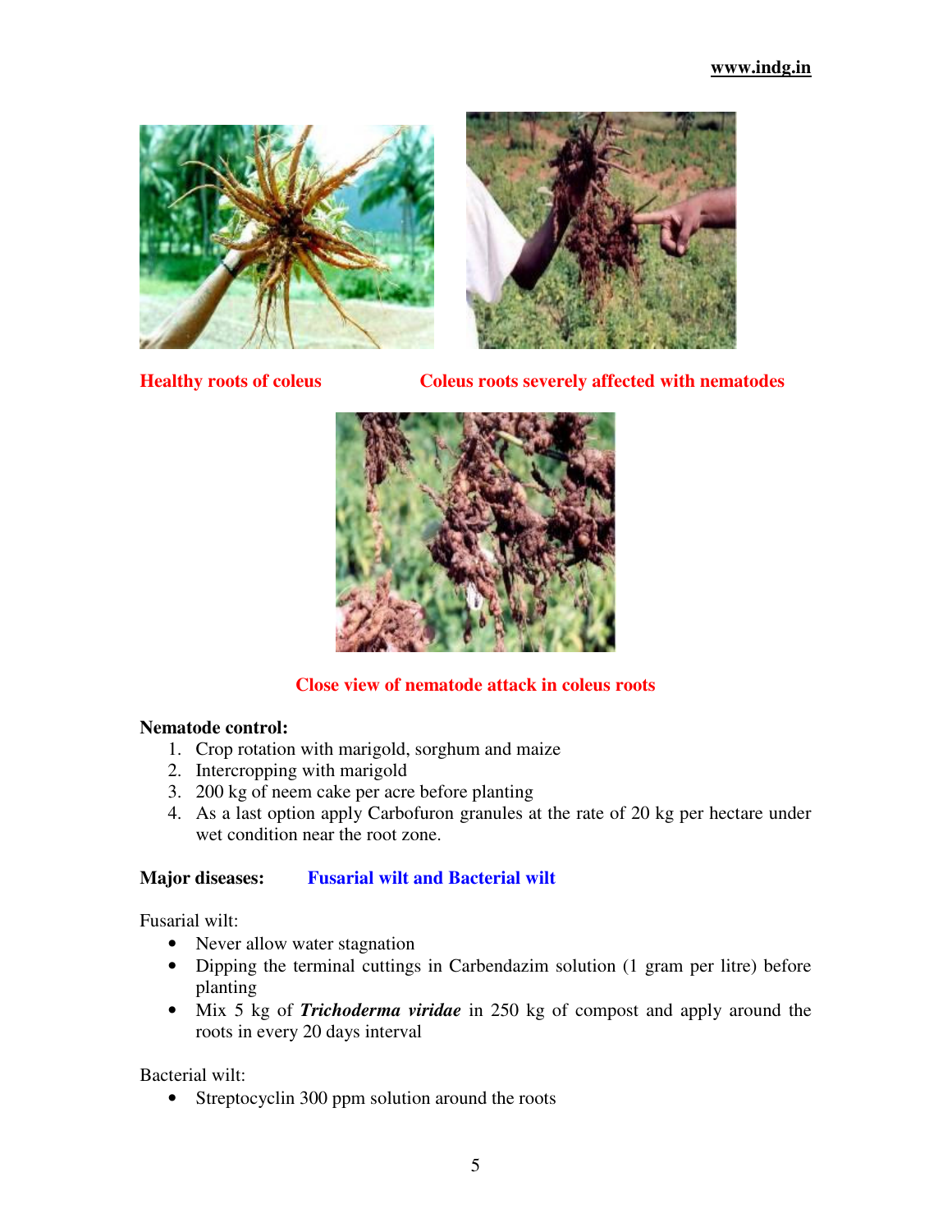Healthy roots of coleus

Coleus roots severely affected with nematodes

Close view of nematode attack in coleus roots

**Nematode control:**

1. Crop rotation with marigold, sorghum and maize
2. Intercropping with marigold
3. 200 kg of neem cake per acre before planting
4. As a last option apply Carbofuron granules at the rate of 20 kg per hectare under wet condition near the root zone.

**Major diseases:** **Fusarial wilt and Bacterial wilt**

Fusarial wilt:

- Never allow water stagnation
- Dipping the terminal cuttings in Carbendazim solution (1 gram per litre) before planting
- Mix 5 kg of ***Trichoderma viridae*** in 250 kg of compost and apply around the roots in every 20 days interval

Bacterial wilt:

- Streptocyclin 300 ppm solution around the roots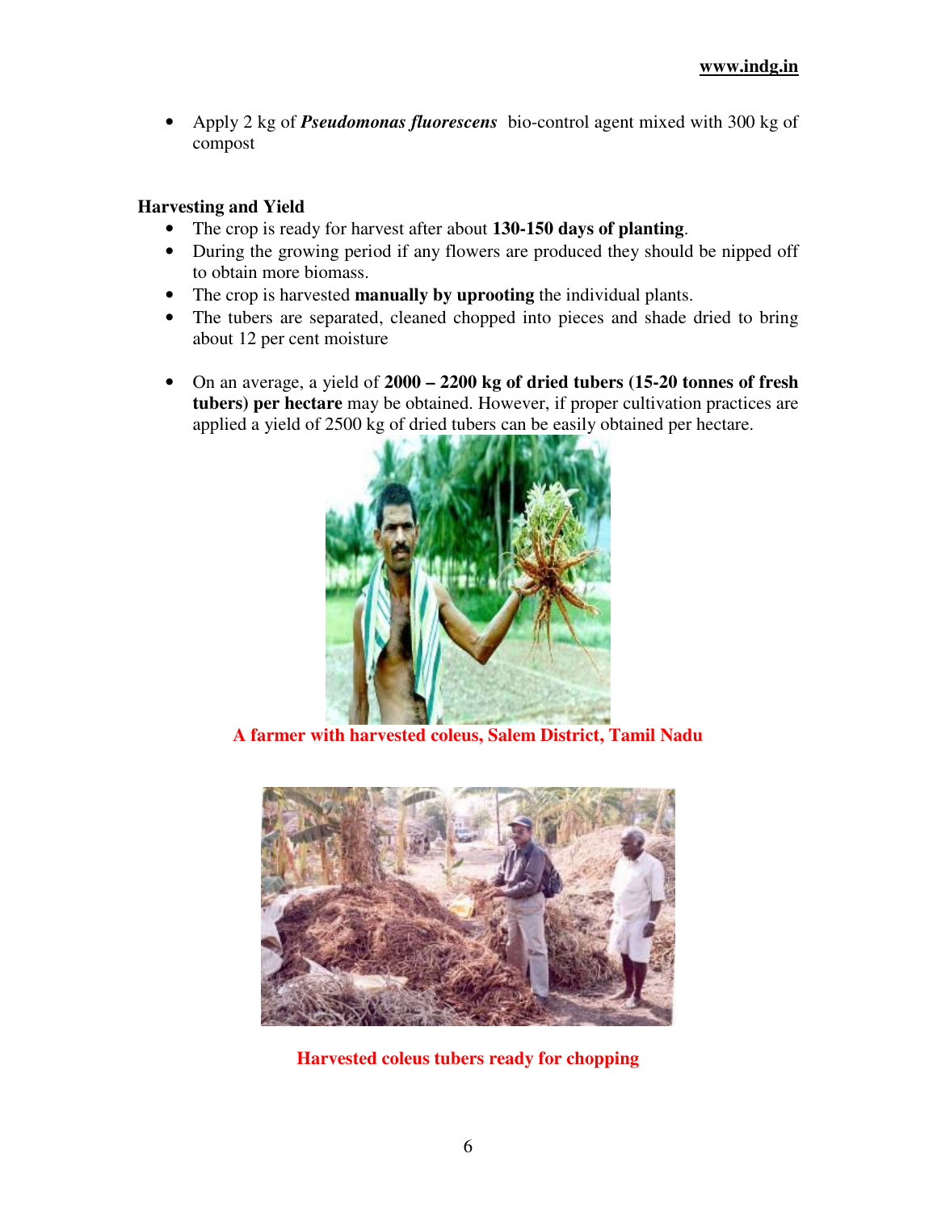- Apply 2 kg of ***Pseudomonas fluorescens*** bio-control agent mixed with 300 kg of compost

**Harvesting and Yield**

- The crop is ready for harvest after about **130-150 days of planting**.
- During the growing period if any flowers are produced they should be nipped off to obtain more biomass.
- The crop is harvested **manually by uprooting** the individual plants.
- The tubers are separated, cleaned chopped into pieces and shade dried to bring about 12 per cent moisture
- On an average, a yield of **2000 – 2200 kg of dried tubers (15-20 tonnes of fresh tubers) per hectare** may be obtained. However, if proper cultivation practices are applied a yield of 2500 kg of dried tubers can be easily obtained per hectare.

**A farmer with harvested coleus, Salem District, Tamil Nadu**

**Harvested coleus tubers ready for chopping**